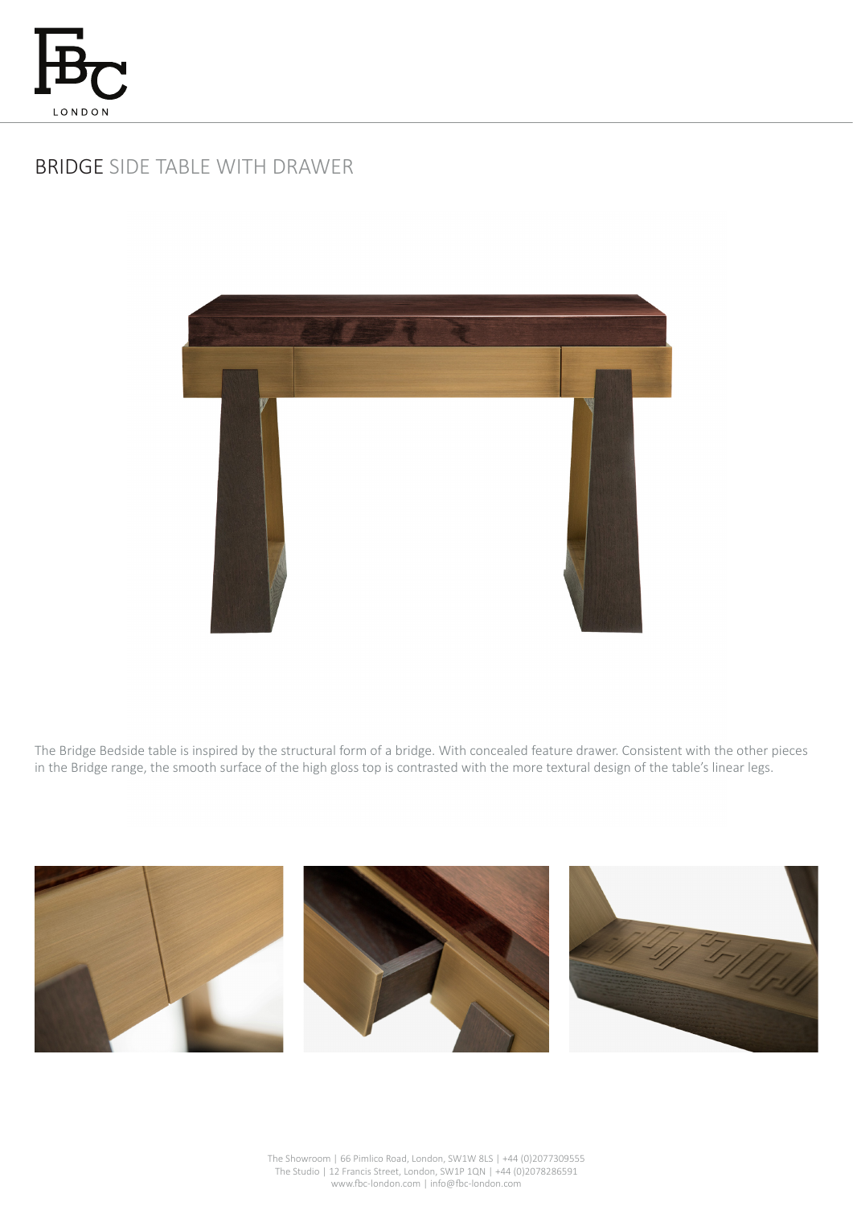# BRIDGE SIDE TABLE WITH DRAWER

The Bridge Bedside table is inspired by the structural form of a bridge. With concealed feature drawer. Consistent with the other pieces in the Bridge range, the smooth surface of the high gloss top is contrasted with the more textural design of the table's linear legs.

The Showroom | 66 Pimlico Road, London, SW1W 8LS | +44 (0)2077309555
The Studio | 12 Francis Street, London, SW1P 1QN | +44 (0)2078286591
www.fbc-london.com | info@fbc-london.com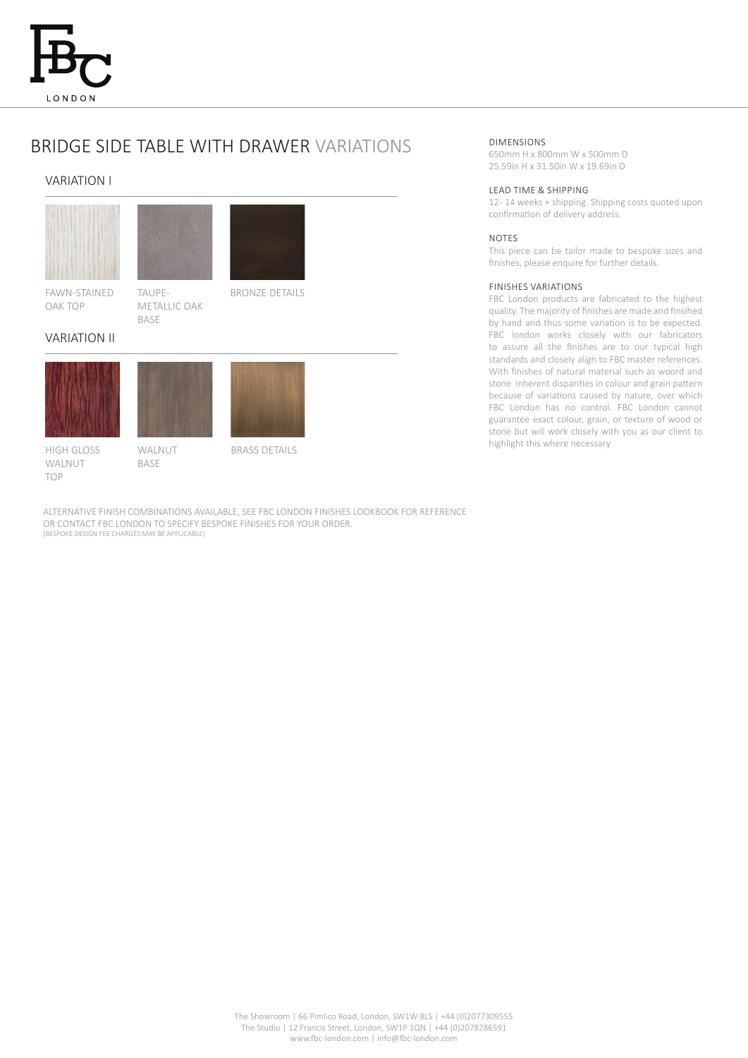# BRIDGE SIDE TABLE WITH DRAWER VARIATIONS

## VARIATION I

FAWN-STAINED OAK TOP

TAUPE-METALLIC OAK BASE

BRONZE DETAILS

## VARIATION II

HIGH GLOSS WALNUT TOP

WALNUT BASE

BRASS DETAILS

ALTERNATIVE FINISH COMBINATIONS AVAILABLE, SEE FBC LONDON FINISHES LOOKBOOK FOR REFERENCE OR CONTACT FBC LONDON TO SPECIFY BESPOKE FINISHES FOR YOUR ORDER.
(BESPOKE DESIGN FEE CHARGES MAY BE APPLICABLE)

### DIMENSIONS

650mm H x 800mm W x 500mm D
25.59in H x 31.50in W x 19.69in D

### LEAD TIME & SHIPPING

12- 14 weeks + shipping. Shipping costs quoted upon confirmation of delivery address.

### NOTES

This piece can be tailor made to bespoke sizes and finishes, please enquire for further details.

### FINISHES VARIATIONS

FBC London products are fabricated to the highest quality. The majority of finishes are made and finsihed by hand and thus some variation is to be expected. FBC london works closely with our fabricators to assure all the finishes are to our typical high standards and closely align to FBC master references. With finishes of natural material such as woord and stone inherent disparities in colour and grain pattern because of variations caused by nature, over which FBC London has no control. FBC London cannot guarantee exact colour, grain, or texture of wood or stone but will work closely with you as our client to highlight this where necessary

The Showroom | 66 Pimlico Road, London, SW1W 8LS | +44 (0)2077309555
The Studio | 12 Francis Street, London, SW1P 1QN | +44 (0)2078286591
www.fbc-london.com | info@fbc-london.com